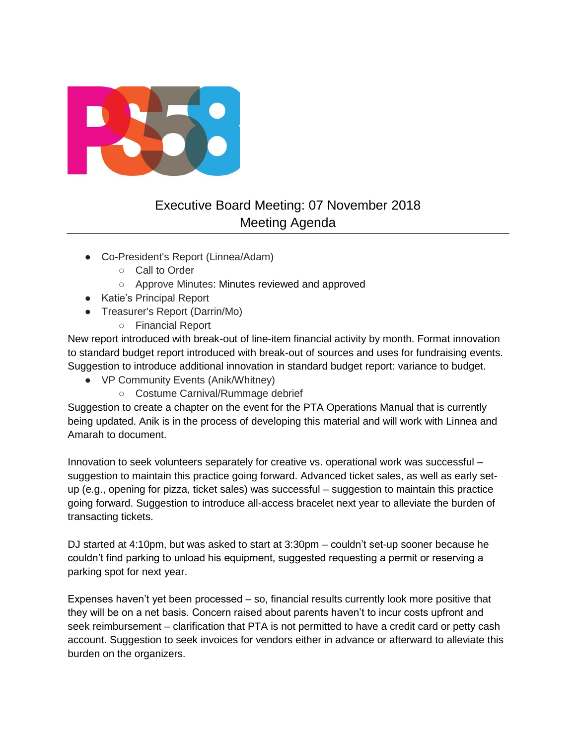# Executive Board Meeting: 07 November 2018
## Meeting Agenda

- Co-President's Report (Linnea/Adam)
  - Call to Order
  - Approve Minutes: Minutes reviewed and approved
- Katie's Principal Report
- Treasurer's Report (Darrin/Mo)
  - Financial Report

New report introduced with break-out of line-item financial activity by month. Format innovation to standard budget report introduced with break-out of sources and uses for fundraising events. Suggestion to introduce additional innovation in standard budget report: variance to budget.

- VP Community Events (Anik/Whitney)
  - Costume Carnival/Rummage debrief

Suggestion to create a chapter on the event for the PTA Operations Manual that is currently being updated. Anik is in the process of developing this material and will work with Linnea and Amarah to document.

Innovation to seek volunteers separately for creative vs. operational work was successful – suggestion to maintain this practice going forward. Advanced ticket sales, as well as early set-up (e.g., opening for pizza, ticket sales) was successful – suggestion to maintain this practice going forward. Suggestion to introduce all-access bracelet next year to alleviate the burden of transacting tickets.

DJ started at 4:10pm, but was asked to start at 3:30pm – couldn't set-up sooner because he couldn't find parking to unload his equipment, suggested requesting a permit or reserving a parking spot for next year.

Expenses haven't yet been processed – so, financial results currently look more positive that they will be on a net basis. Concern raised about parents haven't to incur costs upfront and seek reimbursement – clarification that PTA is not permitted to have a credit card or petty cash account. Suggestion to seek invoices for vendors either in advance or afterward to alleviate this burden on the organizers.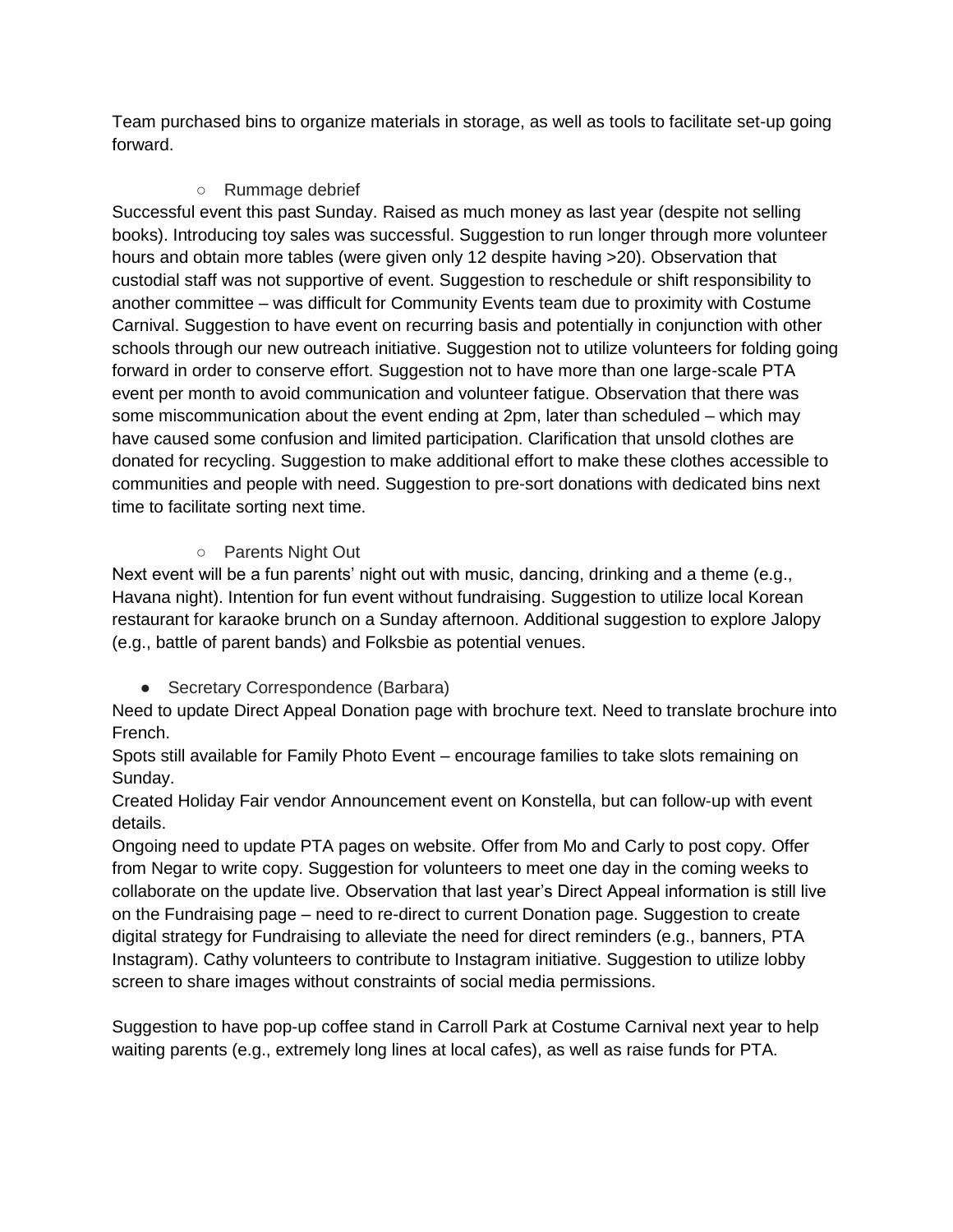Team purchased bins to organize materials in storage, as well as tools to facilitate set-up going forward.

- Rummage debrief

Successful event this past Sunday. Raised as much money as last year (despite not selling books). Introducing toy sales was successful. Suggestion to run longer through more volunteer hours and obtain more tables (were given only 12 despite having >20). Observation that custodial staff was not supportive of event. Suggestion to reschedule or shift responsibility to another committee – was difficult for Community Events team due to proximity with Costume Carnival. Suggestion to have event on recurring basis and potentially in conjunction with other schools through our new outreach initiative. Suggestion not to utilize volunteers for folding going forward in order to conserve effort. Suggestion not to have more than one large-scale PTA event per month to avoid communication and volunteer fatigue. Observation that there was some miscommunication about the event ending at 2pm, later than scheduled – which may have caused some confusion and limited participation. Clarification that unsold clothes are donated for recycling. Suggestion to make additional effort to make these clothes accessible to communities and people with need. Suggestion to pre-sort donations with dedicated bins next time to facilitate sorting next time.

- Parents Night Out

Next event will be a fun parents' night out with music, dancing, drinking and a theme (e.g., Havana night). Intention for fun event without fundraising. Suggestion to utilize local Korean restaurant for karaoke brunch on a Sunday afternoon. Additional suggestion to explore Jalopy (e.g., battle of parent bands) and Folksbie as potential venues.

- Secretary Correspondence (Barbara)

Need to update Direct Appeal Donation page with brochure text. Need to translate brochure into French.

Spots still available for Family Photo Event – encourage families to take slots remaining on Sunday.

Created Holiday Fair vendor Announcement event on Konstella, but can follow-up with event details.

Ongoing need to update PTA pages on website. Offer from Mo and Carly to post copy. Offer from Negar to write copy. Suggestion for volunteers to meet one day in the coming weeks to collaborate on the update live. Observation that last year's Direct Appeal information is still live on the Fundraising page – need to re-direct to current Donation page. Suggestion to create digital strategy for Fundraising to alleviate the need for direct reminders (e.g., banners, PTA Instagram). Cathy volunteers to contribute to Instagram initiative. Suggestion to utilize lobby screen to share images without constraints of social media permissions.

Suggestion to have pop-up coffee stand in Carroll Park at Costume Carnival next year to help waiting parents (e.g., extremely long lines at local cafes), as well as raise funds for PTA.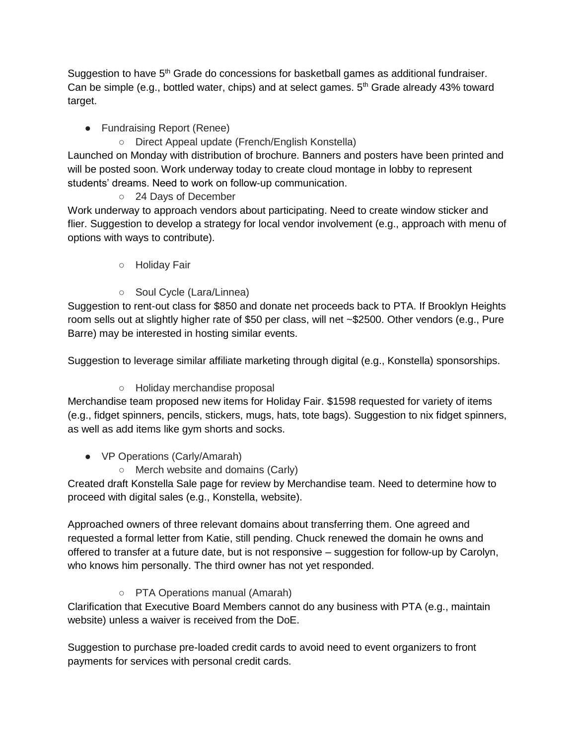Suggestion to have 5th Grade do concessions for basketball games as additional fundraiser. Can be simple (e.g., bottled water, chips) and at select games. 5th Grade already 43% toward target.

- Fundraising Report (Renee)
  - Direct Appeal update (French/English Konstella)

Launched on Monday with distribution of brochure. Banners and posters have been printed and will be posted soon. Work underway today to create cloud montage in lobby to represent students' dreams. Need to work on follow-up communication.

  - 24 Days of December

Work underway to approach vendors about participating. Need to create window sticker and flier. Suggestion to develop a strategy for local vendor involvement (e.g., approach with menu of options with ways to contribute).

  - Holiday Fair

  - Soul Cycle (Lara/Linnea)

Suggestion to rent-out class for $850 and donate net proceeds back to PTA. If Brooklyn Heights room sells out at slightly higher rate of $50 per class, will net ~$2500. Other vendors (e.g., Pure Barre) may be interested in hosting similar events.

Suggestion to leverage similar affiliate marketing through digital (e.g., Konstella) sponsorships.

  - Holiday merchandise proposal

Merchandise team proposed new items for Holiday Fair. $1598 requested for variety of items (e.g., fidget spinners, pencils, stickers, mugs, hats, tote bags). Suggestion to nix fidget spinners, as well as add items like gym shorts and socks.

- VP Operations (Carly/Amarah)
  - Merch website and domains (Carly)

Created draft Konstella Sale page for review by Merchandise team. Need to determine how to proceed with digital sales (e.g., Konstella, website).

Approached owners of three relevant domains about transferring them. One agreed and requested a formal letter from Katie, still pending. Chuck renewed the domain he owns and offered to transfer at a future date, but is not responsive – suggestion for follow-up by Carolyn, who knows him personally. The third owner has not yet responded.

  - PTA Operations manual (Amarah)

Clarification that Executive Board Members cannot do any business with PTA (e.g., maintain website) unless a waiver is received from the DoE.

Suggestion to purchase pre-loaded credit cards to avoid need to event organizers to front payments for services with personal credit cards.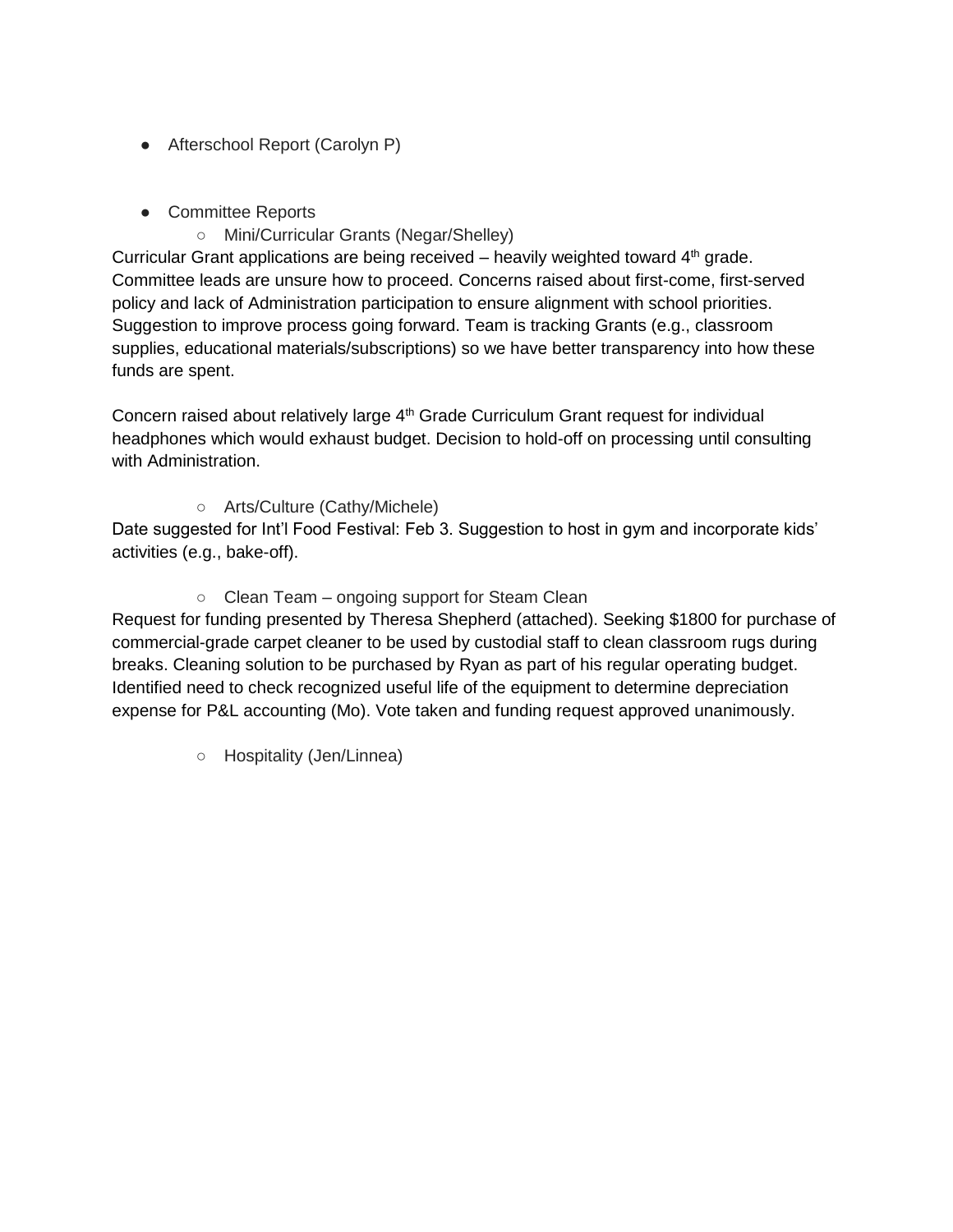- Afterschool Report (Carolyn P)

- Committee Reports
    - Mini/Curricular Grants (Negar/Shelley)

Curricular Grant applications are being received – heavily weighted toward 4th grade. Committee leads are unsure how to proceed. Concerns raised about first-come, first-served policy and lack of Administration participation to ensure alignment with school priorities. Suggestion to improve process going forward. Team is tracking Grants (e.g., classroom supplies, educational materials/subscriptions) so we have better transparency into how these funds are spent.

Concern raised about relatively large 4th Grade Curriculum Grant request for individual headphones which would exhaust budget. Decision to hold-off on processing until consulting with Administration.

- Arts/Culture (Cathy/Michele)

Date suggested for Int'l Food Festival: Feb 3. Suggestion to host in gym and incorporate kids' activities (e.g., bake-off).

- Clean Team – ongoing support for Steam Clean

Request for funding presented by Theresa Shepherd (attached). Seeking $1800 for purchase of commercial-grade carpet cleaner to be used by custodial staff to clean classroom rugs during breaks. Cleaning solution to be purchased by Ryan as part of his regular operating budget. Identified need to check recognized useful life of the equipment to determine depreciation expense for P&L accounting (Mo). Vote taken and funding request approved unanimously.

- Hospitality (Jen/Linnea)